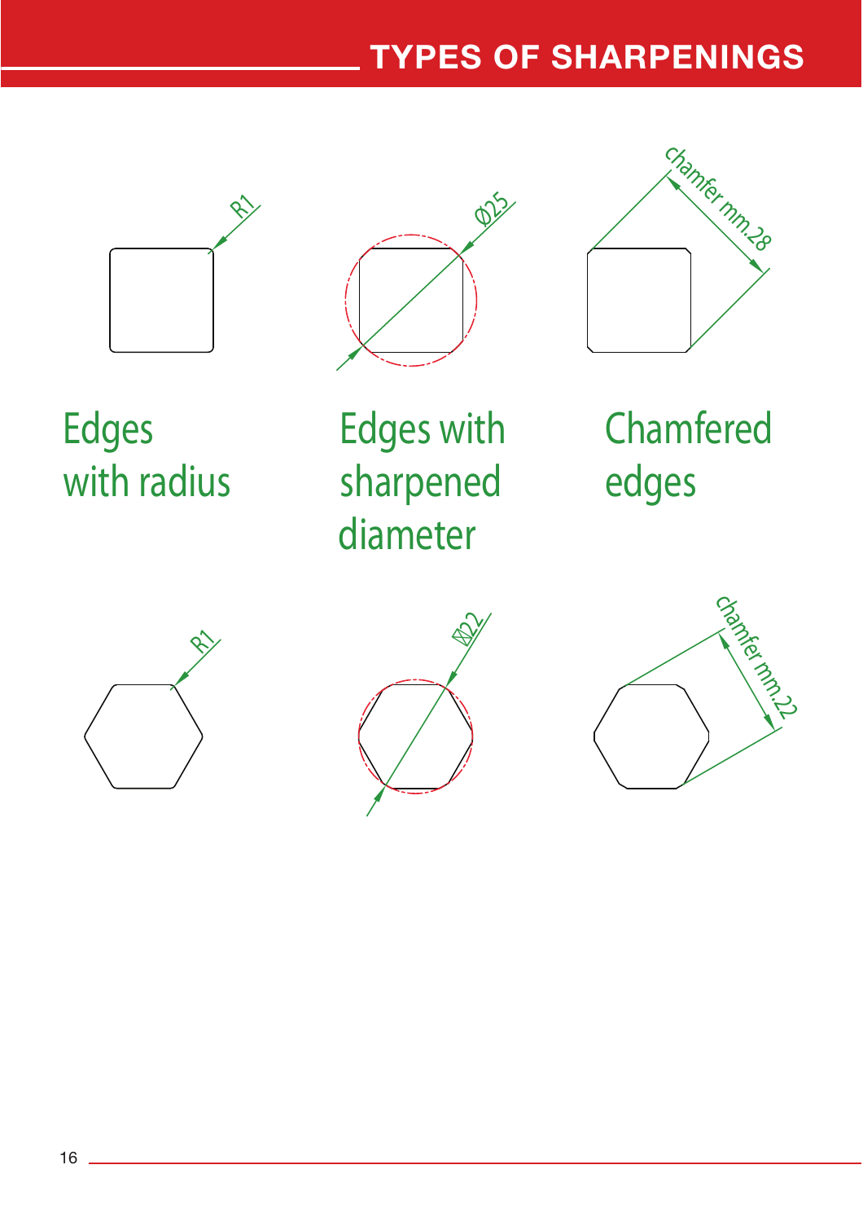# TYPES OF SHARPENINGS

R1

Ø25

chamfer mm.28

Edges with radius

Edges with sharpened diameter

Chamfered edges

R1

⌀22

chamfer mm.22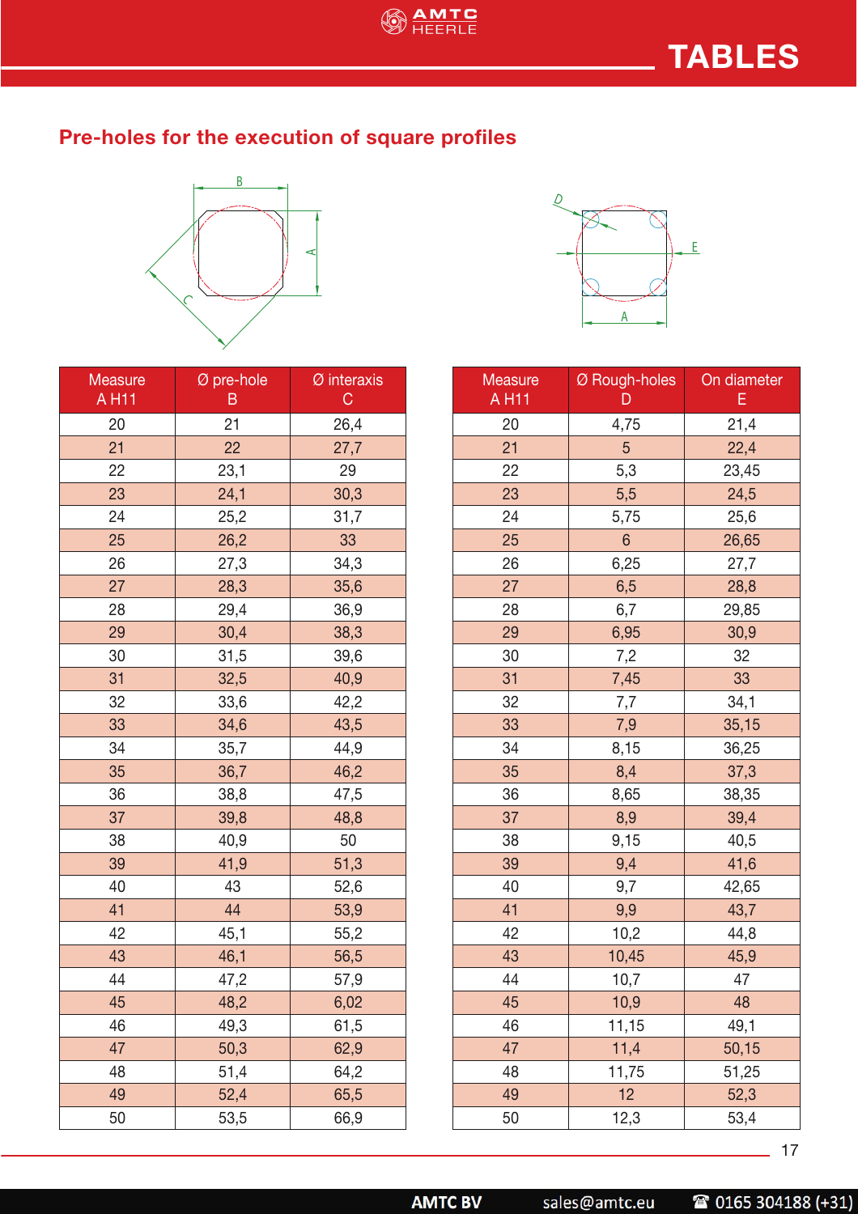# TABLES

## Pre-holes for the execution of square profiles

| Measure A H11 | Ø pre-hole B | Ø interaxis C |
|---|---|---|
| 20 | 21 | 26,4 |
| 21 | 22 | 27,7 |
| 22 | 23,1 | 29 |
| 23 | 24,1 | 30,3 |
| 24 | 25,2 | 31,7 |
| 25 | 26,2 | 33 |
| 26 | 27,3 | 34,3 |
| 27 | 28,3 | 35,6 |
| 28 | 29,4 | 36,9 |
| 29 | 30,4 | 38,3 |
| 30 | 31,5 | 39,6 |
| 31 | 32,5 | 40,9 |
| 32 | 33,6 | 42,2 |
| 33 | 34,6 | 43,5 |
| 34 | 35,7 | 44,9 |
| 35 | 36,7 | 46,2 |
| 36 | 38,8 | 47,5 |
| 37 | 39,8 | 48,8 |
| 38 | 40,9 | 50 |
| 39 | 41,9 | 51,3 |
| 40 | 43 | 52,6 |
| 41 | 44 | 53,9 |
| 42 | 45,1 | 55,2 |
| 43 | 46,1 | 56,5 |
| 44 | 47,2 | 57,9 |
| 45 | 48,2 | 6,02 |
| 46 | 49,3 | 61,5 |
| 47 | 50,3 | 62,9 |
| 48 | 51,4 | 64,2 |
| 49 | 52,4 | 65,5 |
| 50 | 53,5 | 66,9 |

| Measure A H11 | Ø Rough-holes D | On diameter E |
|---|---|---|
| 20 | 4,75 | 21,4 |
| 21 | 5 | 22,4 |
| 22 | 5,3 | 23,45 |
| 23 | 5,5 | 24,5 |
| 24 | 5,75 | 25,6 |
| 25 | 6 | 26,65 |
| 26 | 6,25 | 27,7 |
| 27 | 6,5 | 28,8 |
| 28 | 6,7 | 29,85 |
| 29 | 6,95 | 30,9 |
| 30 | 7,2 | 32 |
| 31 | 7,45 | 33 |
| 32 | 7,7 | 34,1 |
| 33 | 7,9 | 35,15 |
| 34 | 8,15 | 36,25 |
| 35 | 8,4 | 37,3 |
| 36 | 8,65 | 38,35 |
| 37 | 8,9 | 39,4 |
| 38 | 9,15 | 40,5 |
| 39 | 9,4 | 41,6 |
| 40 | 9,7 | 42,65 |
| 41 | 9,9 | 43,7 |
| 42 | 10,2 | 44,8 |
| 43 | 10,45 | 45,9 |
| 44 | 10,7 | 47 |
| 45 | 10,9 | 48 |
| 46 | 11,15 | 49,1 |
| 47 | 11,4 | 50,15 |
| 48 | 11,75 | 51,25 |
| 49 | 12 | 52,3 |
| 50 | 12,3 | 53,4 |

**AMTC BV** sales@amtc.eu ☎ 0165 304188 (+31)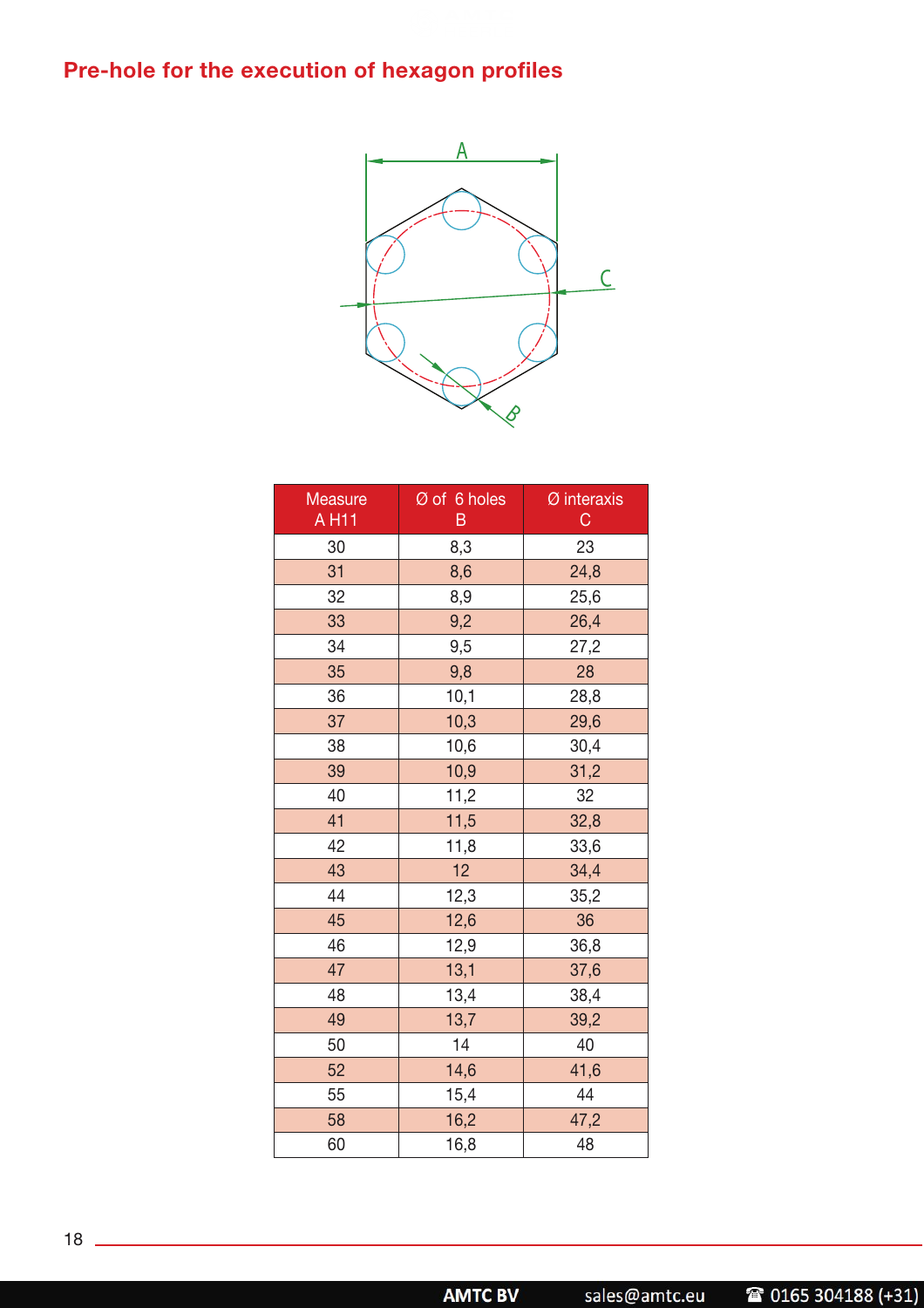## Pre-hole for the execution of hexagon profiles

| Measure A H11 | Ø of 6 holes B | Ø interaxis C |
|---|---|---|
| 30 | 8,3 | 23 |
| 31 | 8,6 | 24,8 |
| 32 | 8,9 | 25,6 |
| 33 | 9,2 | 26,4 |
| 34 | 9,5 | 27,2 |
| 35 | 9,8 | 28 |
| 36 | 10,1 | 28,8 |
| 37 | 10,3 | 29,6 |
| 38 | 10,6 | 30,4 |
| 39 | 10,9 | 31,2 |
| 40 | 11,2 | 32 |
| 41 | 11,5 | 32,8 |
| 42 | 11,8 | 33,6 |
| 43 | 12 | 34,4 |
| 44 | 12,3 | 35,2 |
| 45 | 12,6 | 36 |
| 46 | 12,9 | 36,8 |
| 47 | 13,1 | 37,6 |
| 48 | 13,4 | 38,4 |
| 49 | 13,7 | 39,2 |
| 50 | 14 | 40 |
| 52 | 14,6 | 41,6 |
| 55 | 15,4 | 44 |
| 58 | 16,2 | 47,2 |
| 60 | 16,8 | 48 |

**AMTC BV** sales@amtc.eu ☎ 0165 304188 (+31)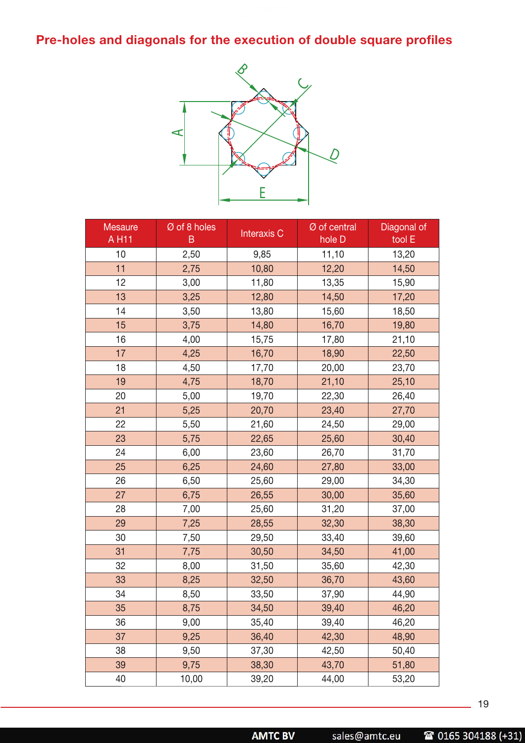## Pre-holes and diagonals for the execution of double square profiles

| Mesaure A H11 | Ø of 8 holes B | Interaxis C | Ø of central hole D | Diagonal of tool E |
|---|---|---|---|---|
| 10 | 2,50 | 9,85 | 11,10 | 13,20 |
| 11 | 2,75 | 10,80 | 12,20 | 14,50 |
| 12 | 3,00 | 11,80 | 13,35 | 15,90 |
| 13 | 3,25 | 12,80 | 14,50 | 17,20 |
| 14 | 3,50 | 13,80 | 15,60 | 18,50 |
| 15 | 3,75 | 14,80 | 16,70 | 19,80 |
| 16 | 4,00 | 15,75 | 17,80 | 21,10 |
| 17 | 4,25 | 16,70 | 18,90 | 22,50 |
| 18 | 4,50 | 17,70 | 20,00 | 23,70 |
| 19 | 4,75 | 18,70 | 21,10 | 25,10 |
| 20 | 5,00 | 19,70 | 22,30 | 26,40 |
| 21 | 5,25 | 20,70 | 23,40 | 27,70 |
| 22 | 5,50 | 21,60 | 24,50 | 29,00 |
| 23 | 5,75 | 22,65 | 25,60 | 30,40 |
| 24 | 6,00 | 23,60 | 26,70 | 31,70 |
| 25 | 6,25 | 24,60 | 27,80 | 33,00 |
| 26 | 6,50 | 25,60 | 29,00 | 34,30 |
| 27 | 6,75 | 26,55 | 30,00 | 35,60 |
| 28 | 7,00 | 25,60 | 31,20 | 37,00 |
| 29 | 7,25 | 28,55 | 32,30 | 38,30 |
| 30 | 7,50 | 29,50 | 33,40 | 39,60 |
| 31 | 7,75 | 30,50 | 34,50 | 41,00 |
| 32 | 8,00 | 31,50 | 35,60 | 42,30 |
| 33 | 8,25 | 32,50 | 36,70 | 43,60 |
| 34 | 8,50 | 33,50 | 37,90 | 44,90 |
| 35 | 8,75 | 34,50 | 39,40 | 46,20 |
| 36 | 9,00 | 35,40 | 39,40 | 46,20 |
| 37 | 9,25 | 36,40 | 42,30 | 48,90 |
| 38 | 9,50 | 37,30 | 42,50 | 50,40 |
| 39 | 9,75 | 38,30 | 43,70 | 51,80 |
| 40 | 10,00 | 39,20 | 44,00 | 53,20 |

**AMTC BV** sales@amtc.eu ☎ 0165 304188 (+31)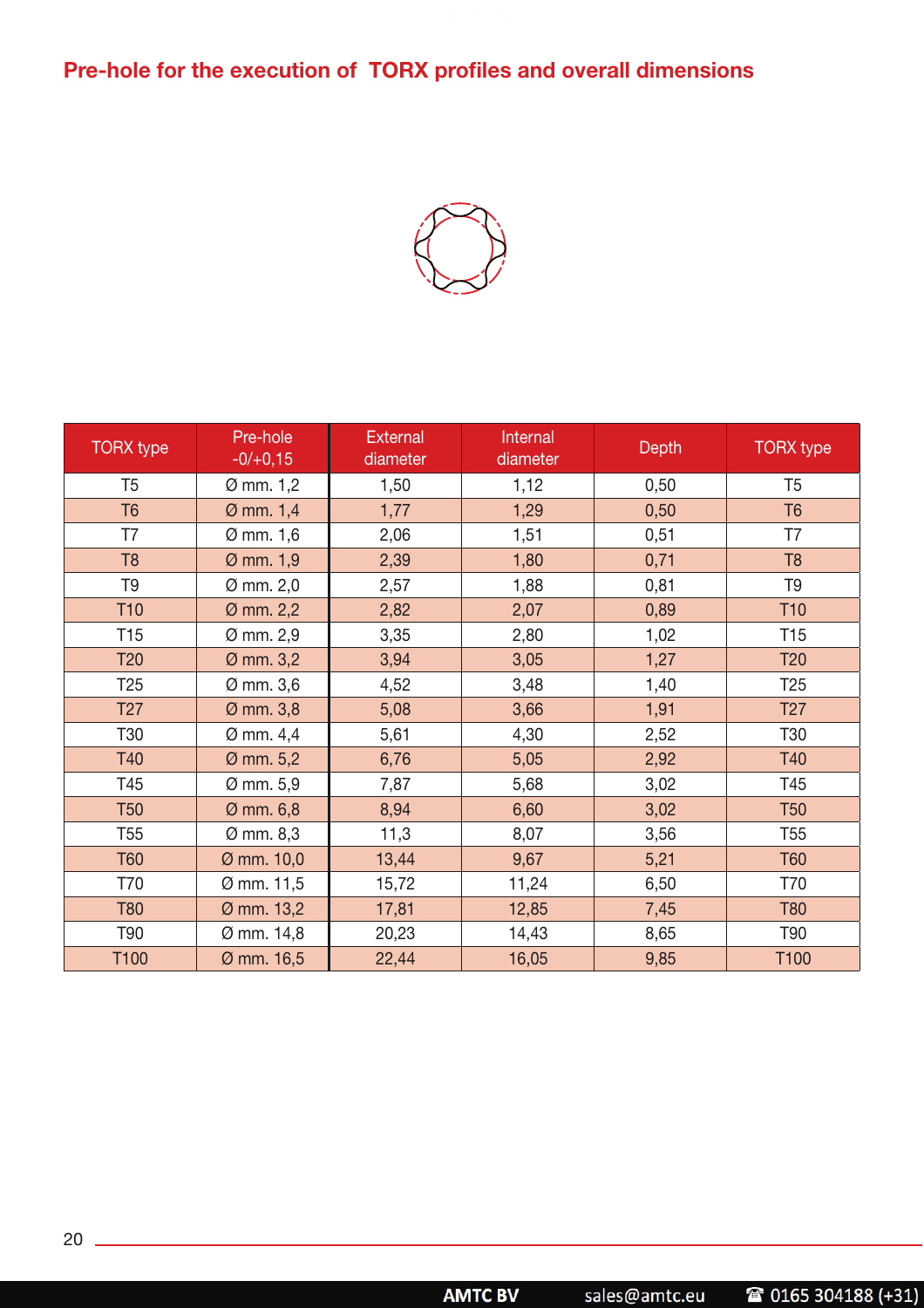## Pre-hole for the execution of  TORX profiles and overall dimensions

| TORX type | Pre-hole -0/+0,15 | External diameter | Internal diameter | Depth | TORX type |
|---|---|---|---|---|---|
| T5 | Ø mm. 1,2 | 1,50 | 1,12 | 0,50 | T5 |
| T6 | Ø mm. 1,4 | 1,77 | 1,29 | 0,50 | T6 |
| T7 | Ø mm. 1,6 | 2,06 | 1,51 | 0,51 | T7 |
| T8 | Ø mm. 1,9 | 2,39 | 1,80 | 0,71 | T8 |
| T9 | Ø mm. 2,0 | 2,57 | 1,88 | 0,81 | T9 |
| T10 | Ø mm. 2,2 | 2,82 | 2,07 | 0,89 | T10 |
| T15 | Ø mm. 2,9 | 3,35 | 2,80 | 1,02 | T15 |
| T20 | Ø mm. 3,2 | 3,94 | 3,05 | 1,27 | T20 |
| T25 | Ø mm. 3,6 | 4,52 | 3,48 | 1,40 | T25 |
| T27 | Ø mm. 3,8 | 5,08 | 3,66 | 1,91 | T27 |
| T30 | Ø mm. 4,4 | 5,61 | 4,30 | 2,52 | T30 |
| T40 | Ø mm. 5,2 | 6,76 | 5,05 | 2,92 | T40 |
| T45 | Ø mm. 5,9 | 7,87 | 5,68 | 3,02 | T45 |
| T50 | Ø mm. 6,8 | 8,94 | 6,60 | 3,02 | T50 |
| T55 | Ø mm. 8,3 | 11,3 | 8,07 | 3,56 | T55 |
| T60 | Ø mm. 10,0 | 13,44 | 9,67 | 5,21 | T60 |
| T70 | Ø mm. 11,5 | 15,72 | 11,24 | 6,50 | T70 |
| T80 | Ø mm. 13,2 | 17,81 | 12,85 | 7,45 | T80 |
| T90 | Ø mm. 14,8 | 20,23 | 14,43 | 8,65 | T90 |
| T100 | Ø mm. 16,5 | 22,44 | 16,05 | 9,85 | T100 |

**AMTC BV** sales@amtc.eu ☎ 0165 304188 (+31)